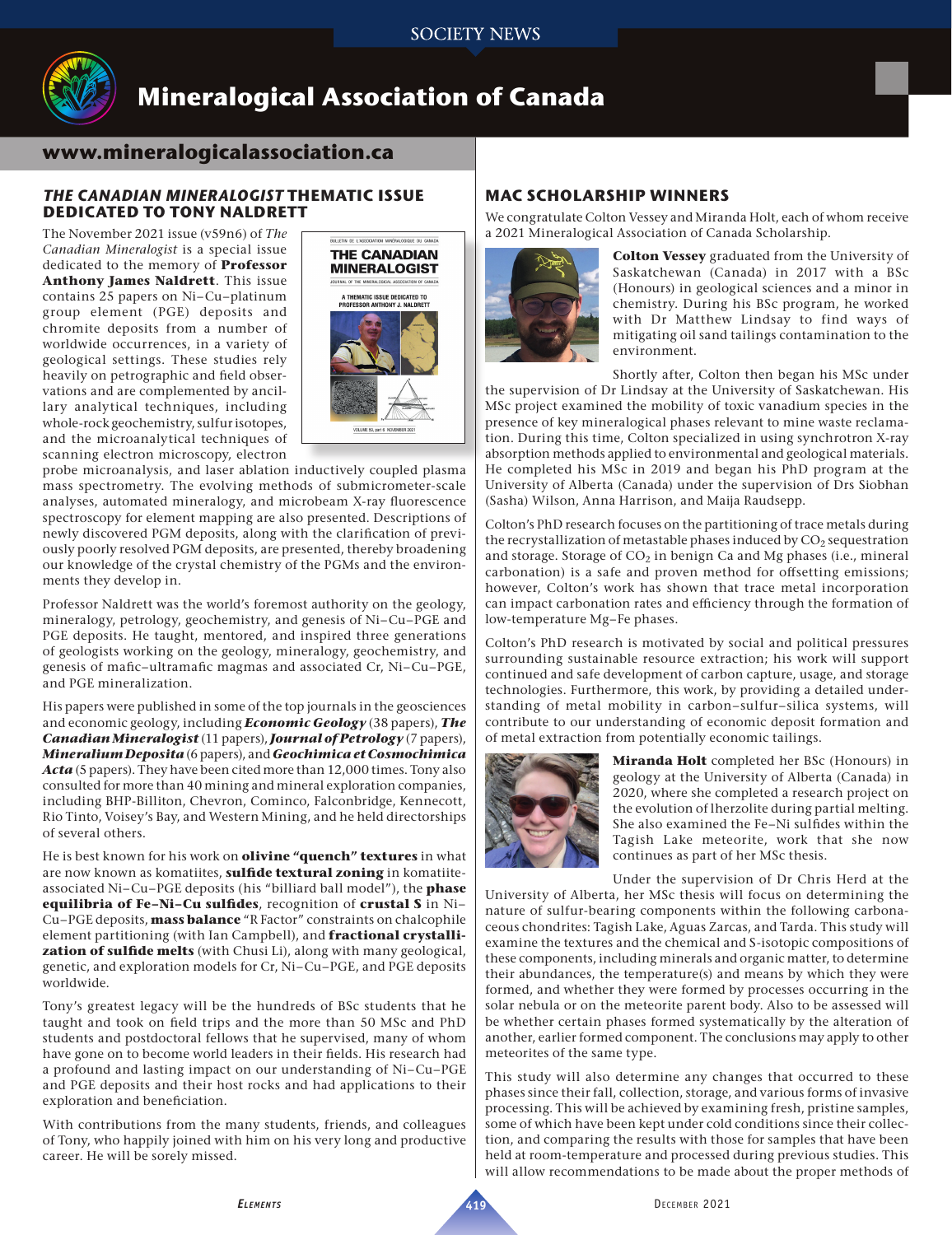# Mineralogical Association of Canada

**www.mineralogicalassociation.ca**

## *THE CANADIAN MINERALOGIST* THEMATIC ISSUE DEDICATED TO TONY NALDRETT

The November 2021 issue (v59n6) of *The Canadian Mineralogist* is a special issue dedicated to the memory of **Professor Anthony James Naldrett**. This issue contains 25 papers on Ni–Cu–platinum group element (PGE) deposits and chromite deposits from a number of worldwide occurrences, in a variety of geological settings. These studies rely heavily on petrographic and field observations and are complemented by ancillary analytical techniques, including whole-rock geochemistry, sulfur isotopes, and the microanalytical techniques of scanning electron microscopy, electron probe microanalysis, and laser ablation inductively coupled plasma mass spectrometry. The evolving methods of submicrometer-scale analyses, automated mineralogy, and microbeam X-ray fluorescence spectroscopy for element mapping are also presented. Descriptions of newly discovered PGM deposits, along with the clarification of previously poorly resolved PGM deposits, are presented, thereby broadening our knowledge of the crystal chemistry of the PGMs and the environments they develop in.

Professor Naldrett was the world's foremost authority on the geology, mineralogy, petrology, geochemistry, and genesis of Ni–Cu–PGE and PGE deposits. He taught, mentored, and inspired three generations of geologists working on the geology, mineralogy, geochemistry, and genesis of mafic–ultramafic magmas and associated Cr, Ni–Cu–PGE, and PGE mineralization.

His papers were published in some of the top journals in the geosciences and economic geology, including ***Economic Geology*** (38 papers), ***The Canadian Mineralogist*** (11 papers), ***Journal of Petrology*** (7 papers), ***Mineralium Deposita*** (6 papers), and ***Geochimica et Cosmochimica Acta*** (5 papers). They have been cited more than 12,000 times. Tony also consulted for more than 40 mining and mineral exploration companies, including BHP-Billiton, Chevron, Cominco, Falconbridge, Kennecott, Rio Tinto, Voisey's Bay, and Western Mining, and he held directorships of several others.

He is best known for his work on **olivine "quench" textures** in what are now known as komatiites, **sulfide textural zoning** in komatiite-associated Ni–Cu–PGE deposits (his "billiard ball model"), the **phase equilibria of Fe–Ni–Cu sulfides**, recognition of **crustal S** in Ni–Cu–PGE deposits, **mass balance** "R Factor" constraints on chalcophile element partitioning (with Ian Campbell), and **fractional crystallization of sulfide melts** (with Chusi Li), along with many geological, genetic, and exploration models for Cr, Ni–Cu–PGE, and PGE deposits worldwide.

Tony's greatest legacy will be the hundreds of BSc students that he taught and took on field trips and the more than 50 MSc and PhD students and postdoctoral fellows that he supervised, many of whom have gone on to become world leaders in their fields. His research had a profound and lasting impact on our understanding of Ni–Cu–PGE and PGE deposits and their host rocks and had applications to their exploration and beneficiation.

With contributions from the many students, friends, and colleagues of Tony, who happily joined with him on his very long and productive career. He will be sorely missed.

## MAC SCHOLARSHIP WINNERS

We congratulate Colton Vessey and Miranda Holt, each of whom receive a 2021 Mineralogical Association of Canada Scholarship.

**Colton Vessey** graduated from the University of Saskatchewan (Canada) in 2017 with a BSc (Honours) in geological sciences and a minor in chemistry. During his BSc program, he worked with Dr Matthew Lindsay to find ways of mitigating oil sand tailings contamination to the environment.

Shortly after, Colton then began his MSc under the supervision of Dr Lindsay at the University of Saskatchewan. His MSc project examined the mobility of toxic vanadium species in the presence of key mineralogical phases relevant to mine waste reclamation. During this time, Colton specialized in using synchrotron X-ray absorption methods applied to environmental and geological materials. He completed his MSc in 2019 and began his PhD program at the University of Alberta (Canada) under the supervision of Drs Siobhan (Sasha) Wilson, Anna Harrison, and Maija Raudsepp.

Colton's PhD research focuses on the partitioning of trace metals during the recrystallization of metastable phases induced by $CO_2$ sequestration and storage. Storage of $CO_2$ in benign Ca and Mg phases (i.e., mineral carbonation) is a safe and proven method for offsetting emissions; however, Colton's work has shown that trace metal incorporation can impact carbonation rates and efficiency through the formation of low-temperature Mg–Fe phases.

Colton's PhD research is motivated by social and political pressures surrounding sustainable resource extraction; his work will support continued and safe development of carbon capture, usage, and storage technologies. Furthermore, this work, by providing a detailed understanding of metal mobility in carbon–sulfur–silica systems, will contribute to our understanding of economic deposit formation and of metal extraction from potentially economic tailings.

**Miranda Holt** completed her BSc (Honours) in geology at the University of Alberta (Canada) in 2020, where she completed a research project on the evolution of lherzolite during partial melting. She also examined the Fe–Ni sulfides within the Tagish Lake meteorite, work that she now continues as part of her MSc thesis.

Under the supervision of Dr Chris Herd at the University of Alberta, her MSc thesis will focus on determining the nature of sulfur-bearing components within the following carbonaceous chondrites: Tagish Lake, Aguas Zarcas, and Tarda. This study will examine the textures and the chemical and S-isotopic compositions of these components, including minerals and organic matter, to determine their abundances, the temperature(s) and means by which they were formed, and whether they were formed by processes occurring in the solar nebula or on the meteorite parent body. Also to be assessed will be whether certain phases formed systematically by the alteration of another, earlier formed component. The conclusions may apply to other meteorites of the same type.

This study will also determine any changes that occurred to these phases since their fall, collection, storage, and various forms of invasive processing. This will be achieved by examining fresh, pristine samples, some of which have been kept under cold conditions since their collection, and comparing the results with those for samples that have been held at room-temperature and processed during previous studies. This will allow recommendations to be made about the proper methods of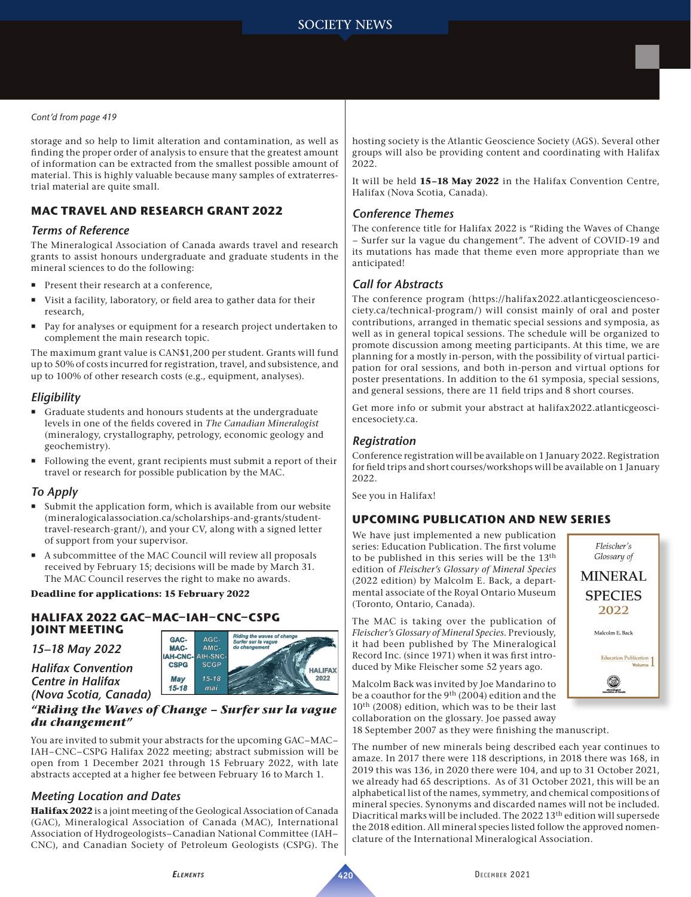*Cont'd from page 419*

storage and so help to limit alteration and contamination, as well as finding the proper order of analysis to ensure that the greatest amount of information can be extracted from the smallest possible amount of material. This is highly valuable because many samples of extraterrestrial material are quite small.

## MAC TRAVEL AND RESEARCH GRANT 2022

### *Terms of Reference*

The Mineralogical Association of Canada awards travel and research grants to assist honours undergraduate and graduate students in the mineral sciences to do the following:

- Present their research at a conference,
- Visit a facility, laboratory, or field area to gather data for their research,
- Pay for analyses or equipment for a research project undertaken to complement the main research topic.

The maximum grant value is CAN$1,200 per student. Grants will fund up to 50% of costs incurred for registration, travel, and subsistence, and up to 100% of other research costs (e.g., equipment, analyses).

### *Eligibility*

- Graduate students and honours students at the undergraduate levels in one of the fields covered in *The Canadian Mineralogist* (mineralogy, crystallography, petrology, economic geology and geochemistry).
- Following the event, grant recipients must submit a report of their travel or research for possible publication by the MAC.

### *To Apply*

- Submit the application form, which is available from our website (mineralogicalassociation.ca/scholarships-and-grants/student-travel-research-grant/), and your CV, along with a signed letter of support from your supervisor.
- A subcommittee of the MAC Council will review all proposals received by February 15; decisions will be made by March 31. The MAC Council reserves the right to make no awards.

**Deadline for applications: 15 February 2022**

## HALIFAX 2022 GAC–MAC–IAH–CNC–CSPG JOINT MEETING

### *15–18 May 2022*

### *Halifax Convention Centre in Halifax (Nova Scotia, Canada)*

GAC-MAC-IAH-CNC-CSPG
May 15-18
AGC-AMC-AIH-SNC-SCGP
15-18 mai
Riding the waves of change
Surfer sur la vague du changement
HALIFAX 2022

### ***"Riding the Waves of Change – Surfer sur la vague du changement"***

You are invited to submit your abstracts for the upcoming GAC–MAC–IAH–CNC–CSPG Halifax 2022 meeting; abstract submission will be open from 1 December 2021 through 15 February 2022, with late abstracts accepted at a higher fee between February 16 to March 1.

### *Meeting Location and Dates*

**Halifax 2022** is a joint meeting of the Geological Association of Canada (GAC), Mineralogical Association of Canada (MAC), International Association of Hydrogeologists–Canadian National Committee (IAH–CNC), and Canadian Society of Petroleum Geologists (CSPG). The hosting society is the Atlantic Geoscience Society (AGS). Several other groups will also be providing content and coordinating with Halifax 2022.

It will be held **15–18 May 2022** in the Halifax Convention Centre, Halifax (Nova Scotia, Canada).

### *Conference Themes*

The conference title for Halifax 2022 is "Riding the Waves of Change – Surfer sur la vague du changement". The advent of COVID-19 and its mutations has made that theme even more appropriate than we anticipated!

### *Call for Abstracts*

The conference program (https://halifax2022.atlanticgeosciencesociety.ca/technical-program/) will consist mainly of oral and poster contributions, arranged in thematic special sessions and symposia, as well as in general topical sessions. The schedule will be organized to promote discussion among meeting participants. At this time, we are planning for a mostly in-person, with the possibility of virtual participation for oral sessions, and both in-person and virtual options for poster presentations. In addition to the 61 symposia, special sessions, and general sessions, there are 11 field trips and 8 short courses.

Get more info or submit your abstract at halifax2022.atlanticgeosciencesociety.ca.

### *Registration*

Conference registration will be available on 1 January 2022. Registration for field trips and short courses/workshops will be available on 1 January 2022.

See you in Halifax!

## UPCOMING PUBLICATION AND NEW SERIES

*Fleischer's Glossary of*
MINERAL SPECIES
2022
Malcolm E. Back
Education Publication Volume 1

We have just implemented a new publication series: Education Publication. The first volume to be published in this series will be the 13th edition of *Fleischer's Glossary of Mineral Species* (2022 edition) by Malcolm E. Back, a departmental associate of the Royal Ontario Museum (Toronto, Ontario, Canada).

The MAC is taking over the publication of *Fleischer's Glossary of Mineral Species*. Previously, it had been published by The Mineralogical Record Inc. (since 1971) when it was first introduced by Mike Fleischer some 52 years ago.

Malcolm Back was invited by Joe Mandarino to be a coauthor for the 9th (2004) edition and the 10th (2008) edition, which was to be their last collaboration on the glossary. Joe passed away 18 September 2007 as they were finishing the manuscript.

The number of new minerals being described each year continues to amaze. In 2017 there were 118 descriptions, in 2018 there was 168, in 2019 this was 136, in 2020 there were 104, and up to 31 October 2021, we already had 65 descriptions. As of 31 October 2021, this will be an alphabetical list of the names, symmetry, and chemical compositions of mineral species. Synonyms and discarded names will not be included. Diacritical marks will be included. The 2022 13th edition will supersede the 2018 edition. All mineral species listed follow the approved nomenclature of the International Mineralogical Association.